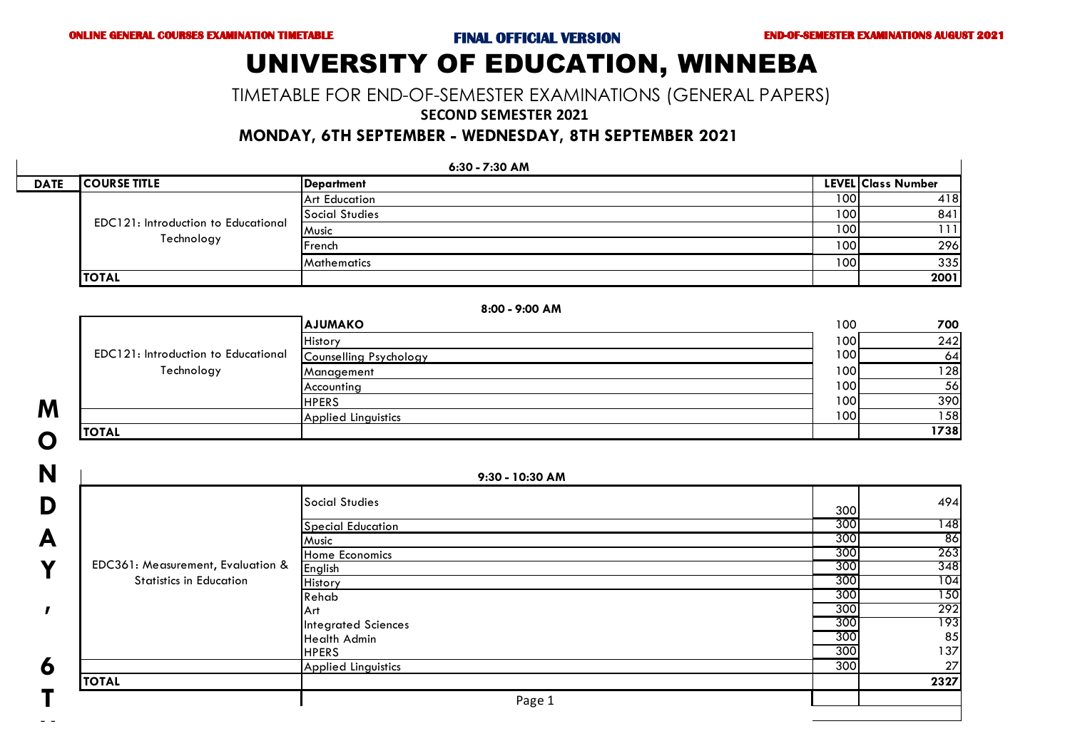ONLINE GENERAL COURSES EXAMINATION TIMETABLE **FINAL OFFICIAL VERSION** END-OF-SEMESTER EXAMINATIONS AUGUST 2021

# UNIVERSITY OF EDUCATION, WINNEBA

## TIMETABLE FOR END-OF-SEMESTER EXAMINATIONS (GENERAL PAPERS)

### SECOND SEMESTER 2021

### MONDAY, 6TH SEPTEMBER - WEDNESDAY, 8TH SEPTEMBER 2021

**6:30 - 7:30 AM**

| DATE | COURSE TITLE | Department | LEVEL | Class Number |
|---|---|---|---|---|
| MONDAY, 6T | EDC121: Introduction to Educational Technology | Art Education | 100 | 418 |
| | | Social Studies | 100 | 841 |
| | | Music | 100 | 111 |
| | | French | 100 | 296 |
| | | Mathematics | 100 | 335 |
| | **TOTAL** | | | **2001** |

**8:00 - 9:00 AM**

| COURSE TITLE | Department | LEVEL | Class Number |
|---|---|---|---|
| EDC121: Introduction to Educational Technology | **AJUMAKO** | 100 | **700** |
| | History | 100 | 242 |
| | Counselling Psychology | 100 | 64 |
| | Management | 100 | 128 |
| | Accounting | 100 | 56 |
| | HPERS | 100 | 390 |
| | Applied Linguistics | 100 | 158 |
| **TOTAL** | | | **1738** |

**9:30 - 10:30 AM**

| COURSE TITLE | Department | LEVEL | Class Number |
|---|---|---|---|
| EDC361: Measurement, Evaluation & Statistics in Education | Social Studies | 300 | 494 |
| | Special Education | 300 | 148 |
| | Music | 300 | 86 |
| | Home Economics | 300 | 263 |
| | English | 300 | 348 |
| | History | 300 | 104 |
| | Rehab | 300 | 150 |
| | Art | 300 | 292 |
| | Integrated Sciences | 300 | 193 |
| | Health Admin | 300 | 85 |
| | HPERS | 300 | 137 |
| | Applied Linguistics | 300 | 27 |
| **TOTAL** | | | **2327** |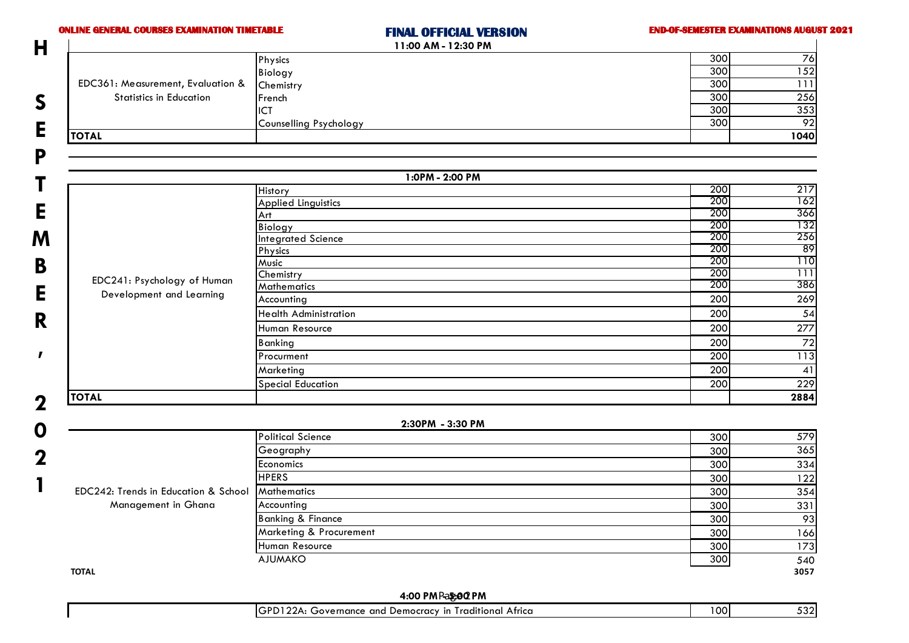ONLINE GENERAL COURSES EXAMINATION TIMETABLE

# FINAL OFFICIAL VERSION

END-OF-SEMESTER EXAMINATIONS AUGUST 2021

H

SEPTEMBER, 2021

## 11:00 AM - 12:30 PM

| Course | Programme | Level | Number |
|---|---|---|---|
| EDC361: Measurement, Evaluation & Statistics in Education | Physics | 300 | 76 |
| | Biology | 300 | 152 |
| | Chemistry | 300 | 111 |
| | French | 300 | 256 |
| | ICT | 300 | 353 |
| | Counselling Psychology | 300 | 92 |
| **TOTAL** | | | **1040** |

## 1:0PM - 2:00 PM

| Course | Programme | Level | Number |
|---|---|---|---|
| EDC241: Psychology of Human Development and Learning | History | 200 | 217 |
| | Applied Linguistics | 200 | 162 |
| | Art | 200 | 366 |
| | Biology | 200 | 132 |
| | Integrated Science | 200 | 256 |
| | Physics | 200 | 89 |
| | Music | 200 | 110 |
| | Chemistry | 200 | 111 |
| | Mathematics | 200 | 386 |
| | Accounting | 200 | 269 |
| | Health Administration | 200 | 54 |
| | Human Resource | 200 | 277 |
| | Banking | 200 | 72 |
| | Procurment | 200 | 113 |
| | Marketing | 200 | 41 |
| | Special Education | 200 | 229 |
| **TOTAL** | | | **2884** |

## 2:30PM - 3:30 PM

| Course | Programme | Level | Number |
|---|---|---|---|
| EDC242: Trends in Education & School Management in Ghana | Political Science | 300 | 579 |
| | Geography | 300 | 365 |
| | Economics | 300 | 334 |
| | HPERS | 300 | 122 |
| | Mathematics | 300 | 354 |
| | Accounting | 300 | 331 |
| | Banking & Finance | 300 | 93 |
| | Marketing & Procurement | 300 | 166 |
| | Human Resource | 300 | 173 |
| | AJUMAKO | 300 | 540 |
| **TOTAL** | | | **3057** |

## 4:00 PM - 5:00 PM

| Course | Programme | Level | Number |
|---|---|---|---|
| | GPD122A: Governance and Democracy in Traditional Africa | 100 | 532 |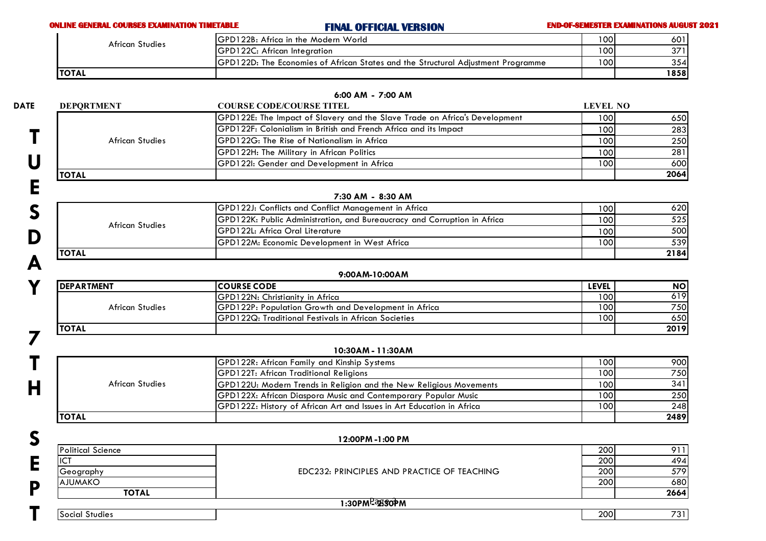| | | | |
|---|---|---|---|
| African Studies | GPD122B: Africa in the Modern World | 100 | 601 |
| | GPD122C: African Integration | 100 | 371 |
| | GPD122D: The Economies of African States and the Structural Adjustment Programme | 100 | 354 |
| **TOTAL** | | | **1858** |

**DATE: TUESDAY 7TH SEPT**

**6:00 AM - 7:00 AM**

| DEPQRTMENT | COURSE CODE/COURSE TITEL | LEVEL | NO |
|---|---|---|---|
| African Studies | GPD122E: The Impact of Slavery and the Slave Trade on Africa's Development | 100 | 650 |
| | GPD122F: Colonialism in British and French Africa and its Impact | 100 | 283 |
| | GPD122G: The Rise of Nationalism in Africa | 100 | 250 |
| | GPD122H: The Military in African Politics | 100 | 281 |
| | GPD122I: Gender and Development in Africa | 100 | 600 |
| **TOTAL** | | | **2064** |

**7:30 AM - 8:30 AM**

| | | | |
|---|---|---|---|
| African Studies | GPD122J: Conflicts and Conflict Management in Africa | 100 | 620 |
| | GPD122K: Public Administration, and Bureaucracy and Corruption in Africa | 100 | 525 |
| | GPD122L: Africa Oral Literature | 100 | 500 |
| | GPD122M: Economic Development in West Africa | 100 | 539 |
| **TOTAL** | | | **2184** |

**9:00AM-10:00AM**

| DEPARTMENT | COURSE CODE | LEVEL | NO |
|---|---|---|---|
| African Studies | GPD122N: Christianity in Africa | 100 | 619 |
| | GPD122P: Population Growth and Development in Africa | 100 | 750 |
| | GPD122Q: Traditional Festivals in African Societies | 100 | 650 |
| **TOTAL** | | | **2019** |

**10:30AM - 11:30AM**

| | | | |
|---|---|---|---|
| African Studies | GPD122R: African Family and Kinship Systems | 100 | 900 |
| | GPD122T: African Traditional Religions | 100 | 750 |
| | GPD122U: Modern Trends in Religion and the New Religious Movements | 100 | 341 |
| | GPD122X: African Diaspora Music and Contemporary Popular Music | 100 | 250 |
| | GPD122Z: History of African Art and Issues in Art Education in Africa | 100 | 248 |
| **TOTAL** | | | **2489** |

**12:00PM -1:00 PM**

| | | | |
|---|---|---|---|
| Political Science | EDC232: PRINCIPLES AND PRACTICE OF TEACHING | 200 | 911 |
| ICT | | 200 | 494 |
| Geography | | 200 | 579 |
| AJUMAKO | | 200 | 680 |
| **TOTAL** | | | **2664** |

**1:30PM - 2:30PM**

| | | | |
|---|---|---|---|
| Social Studies | | 200 | 731 |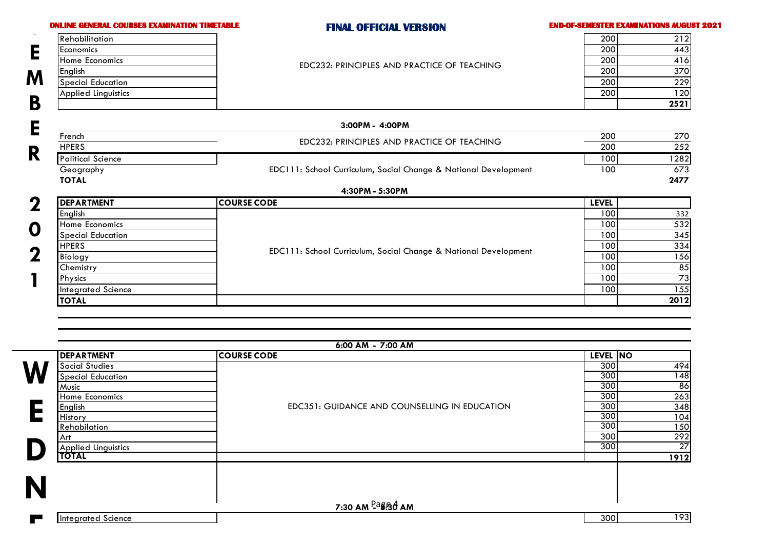**ONLINE GENERAL COURSES EXAMINATION TIMETABLE** — **FINAL OFFICIAL VERSION** — **END-OF-SEMESTER EXAMINATIONS AUGUST 2021**

**SEPTEMBER 2021** (continued)

| Department | Course Code | Level | No |
|---|---|---|---|
| Rehabilitation | EDC232: PRINCIPLES AND PRACTICE OF TEACHING | 200 | 212 |
| Economics | | 200 | 443 |
| Home Economics | | 200 | 416 |
| English | | 200 | 370 |
| Special Education | | 200 | 229 |
| Applied Linguistics | | 200 | 120 |
| | | | **2521** |

**3:00PM - 4:00PM**

| Department | Course Code | Level | No |
|---|---|---|---|
| French | EDC232: PRINCIPLES AND PRACTICE OF TEACHING | 200 | 270 |
| HPERS | | 200 | 252 |
| Political Science | EDC111: School Curriculum, Social Change & National Development | 100 | 1282 |
| Geography | | 100 | 673 |
| **TOTAL** | | | **2477** |

**4:30PM - 5:30PM**

| DEPARTMENT | COURSE CODE | LEVEL | |
|---|---|---|---|
| English | EDC111: School Curriculum, Social Change & National Development | 100 | 332 |
| Home Economics | | 100 | 532 |
| Special Education | | 100 | 345 |
| HPERS | | 100 | 334 |
| Biology | | 100 | 156 |
| Chemistry | | 100 | 85 |
| Physics | | 100 | 73 |
| Integrated Science | | 100 | 155 |
| **TOTAL** | | | **2012** |

**WEDNESDAY**

**6:00 AM - 7:00 AM**

| DEPARTMENT | COURSE CODE | LEVEL | NO |
|---|---|---|---|
| Social Studies | EDC351: GUIDANCE AND COUNSELLING IN EDUCATION | 300 | 494 |
| Special Education | | 300 | 148 |
| Music | | 300 | 86 |
| Home Economics | | 300 | 263 |
| English | | 300 | 348 |
| History | | 300 | 104 |
| Rehabilation | | 300 | 150 |
| Art | | 300 | 292 |
| Applied Linguistics | | 300 | 27 |
| **TOTAL** | | | **1912** |

**7:30 AM - 8:30 AM**

| Department | Course Code | Level | No |
|---|---|---|---|
| Integrated Science | | 300 | 193 |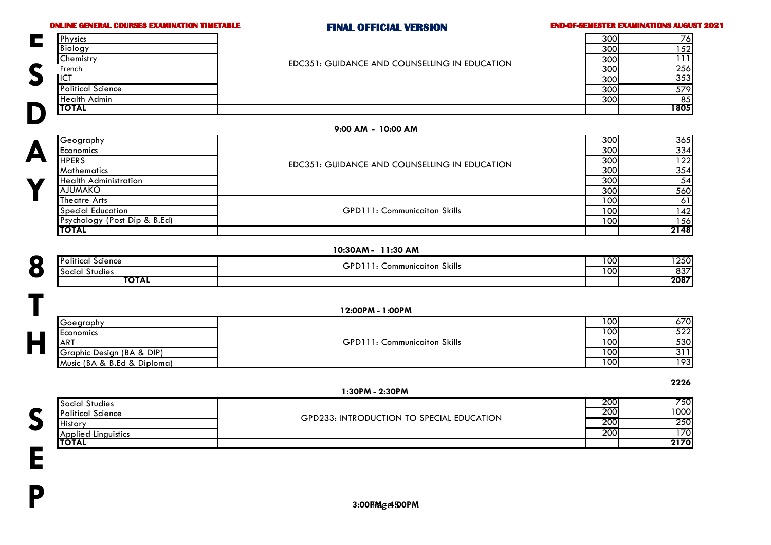ONLINE GENERAL COURSES EXAMINATION TIMETABLE

# FINAL OFFICIAL VERSION

END-OF-SEMESTER EXAMINATIONS AUGUST 2021

**WEDNESDAY 8TH SEP**

| Programme | Course | Level | Number |
|---|---|---|---|
| Physics | EDC351: GUIDANCE AND COUNSELLING IN EDUCATION | 300 | 76 |
| Biology | | 300 | 152 |
| Chemistry | | 300 | 111 |
| French | | 300 | 256 |
| ICT | | 300 | 353 |
| Political Science | | 300 | 579 |
| Health Admin | | 300 | 85 |
| **TOTAL** | | | **1805** |

**9:00 AM - 10:00 AM**

| Programme | Course | Level | Number |
|---|---|---|---|
| Geography | EDC351: GUIDANCE AND COUNSELLING IN EDUCATION | 300 | 365 |
| Economics | | 300 | 334 |
| HPERS | | 300 | 122 |
| Mathematics | | 300 | 354 |
| Health Administration | | 300 | 54 |
| AJUMAKO | | 300 | 560 |
| Theatre Arts | GPD111: Communicaiton Skills | 100 | 61 |
| Special Education | | 100 | 142 |
| Psychology (Post Dip & B.Ed) | | 100 | 156 |
| **TOTAL** | | | **2148** |

**10:30AM - 11:30 AM**

| Programme | Course | Level | Number |
|---|---|---|---|
| Political Science | GPD111: Communicaiton Skills | 100 | 1250 |
| Social Studies | | 100 | 837 |
| **TOTAL** | | | **2087** |

**12:00PM - 1:00PM**

| Programme | Course | Level | Number |
|---|---|---|---|
| Goegraphy | GPD111: Communicaiton Skills | 100 | 670 |
| Economics | | 100 | 522 |
| ART | | 100 | 530 |
| Graphic Design (BA & DIP) | | 100 | 311 |
| Music (BA & B.Ed & Diploma) | | 100 | 193 |
| | | | **2226** |

**1:30PM - 2:30PM**

| Programme | Course | Level | Number |
|---|---|---|---|
| Social Studies | GPD233: INTRODUCTION TO SPECIAL EDUCATION | 200 | 750 |
| Political Science | | 200 | 1000 |
| History | | 200 | 250 |
| Applied Linguistics | | 200 | 170 |
| **TOTAL** | | | **2170** |

**3:00PM - 4:00PM**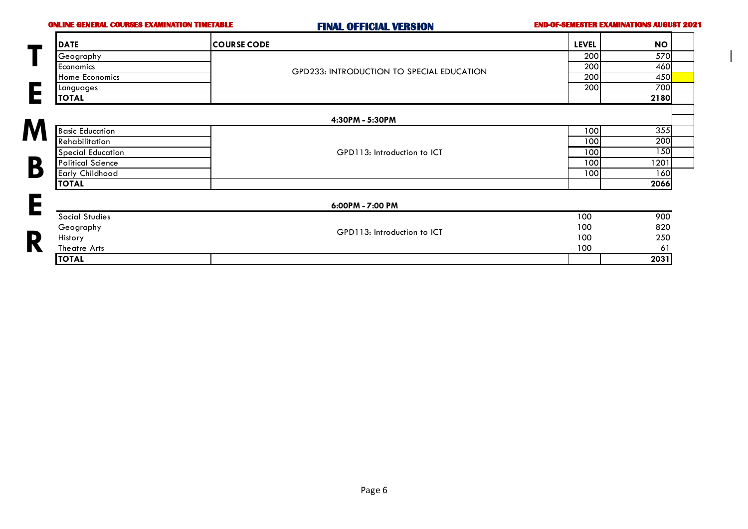ONLINE GENERAL COURSES EXAMINATION TIMETABLE

**FINAL OFFICIAL VERSION**

END-OF-SEMESTER EXAMINATIONS AUGUST 2021

**SEPTEMBER**

| DATE | COURSE CODE | LEVEL | NO |
|---|---|---|---|
| Geography | GPD233: INTRODUCTION TO SPECIAL EDUCATION | 200 | 570 |
| Economics | | 200 | 460 |
| Home Economics | | 200 | 450 |
| Languages | | 200 | 700 |
| **TOTAL** | | | **2180** |
| | **4:30PM - 5:30PM** | | |
| Basic Education | GPD113: Introduction to ICT | 100 | 355 |
| Rehabilitation | | 100 | 200 |
| Special Education | | 100 | 150 |
| Political Science | | 100 | 1201 |
| Early Childhood | | 100 | 160 |
| **TOTAL** | | | **2066** |
| | **6:00PM - 7:00 PM** | | |
| Social Studies | GPD113: Introduction to ICT | 100 | 900 |
| Geography | | 100 | 820 |
| History | | 100 | 250 |
| Theatre Arts | | 100 | 61 |
| **TOTAL** | | | **2031** |